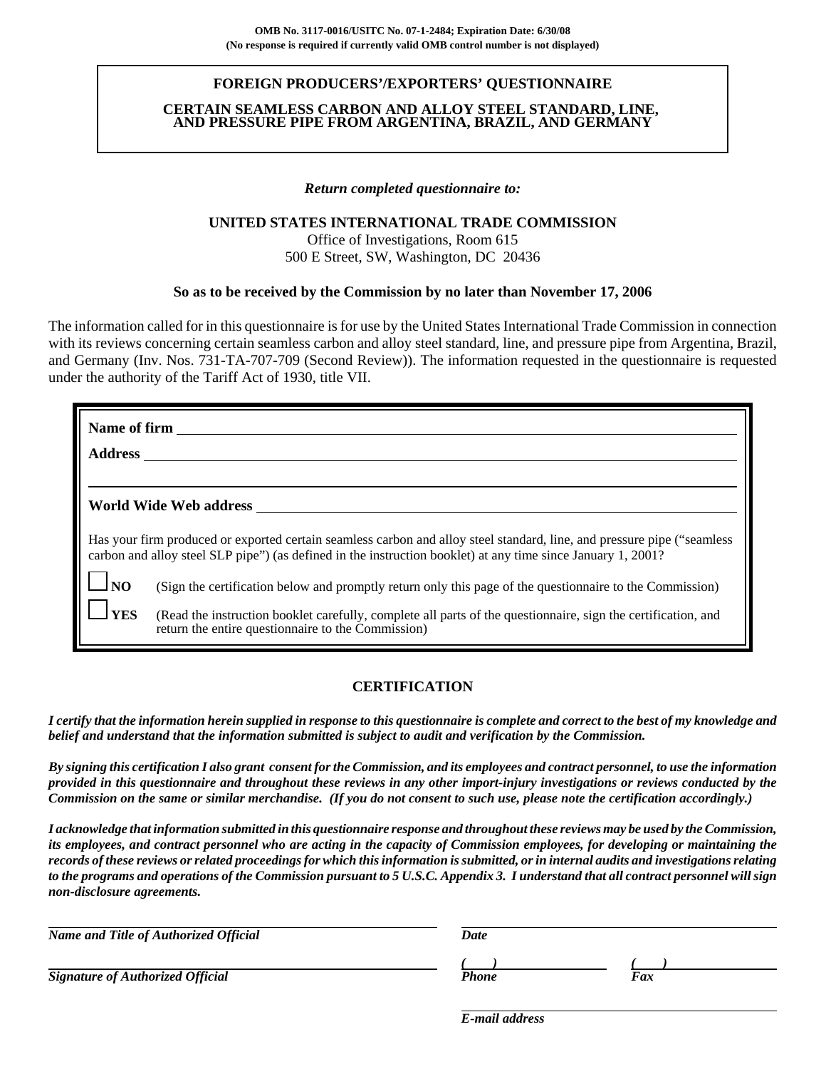OMB No. 3117-0016/USITC No. 07-1-2484; Expiration Date: 6/30/08
(No response is required if currently valid OMB control number is not displayed)

# FOREIGN PRODUCERS'/EXPORTERS' QUESTIONNAIRE

## CERTAIN SEAMLESS CARBON AND ALLOY STEEL STANDARD, LINE, AND PRESSURE PIPE FROM ARGENTINA, BRAZIL, AND GERMANY

*Return completed questionnaire to:*

**UNITED STATES INTERNATIONAL TRADE COMMISSION**
Office of Investigations, Room 615
500 E Street, SW, Washington, DC 20436

**So as to be received by the Commission by no later than November 17, 2006**

The information called for in this questionnaire is for use by the United States International Trade Commission in connection with its reviews concerning certain seamless carbon and alloy steel standard, line, and pressure pipe from Argentina, Brazil, and Germany (Inv. Nos. 731-TA-707-709 (Second Review)). The information requested in the questionnaire is requested under the authority of the Tariff Act of 1930, title VII.

**Name of firm** ______________________________

**Address** ______________________________

______________________________

**World Wide Web address** ______________________________

Has your firm produced or exported certain seamless carbon and alloy steel standard, line, and pressure pipe ("seamless carbon and alloy steel SLP pipe") (as defined in the instruction booklet) at any time since January 1, 2001?

☐ **NO** (Sign the certification below and promptly return only this page of the questionnaire to the Commission)

☐ **YES** (Read the instruction booklet carefully, complete all parts of the questionnaire, sign the certification, and return the entire questionnaire to the Commission)

## CERTIFICATION

***I certify that the information herein supplied in response to this questionnaire is complete and correct to the best of my knowledge and belief and understand that the information submitted is subject to audit and verification by the Commission.***

***By signing this certification I also grant consent for the Commission, and its employees and contract personnel, to use the information provided in this questionnaire and throughout these reviews in any other import-injury investigations or reviews conducted by the Commission on the same or similar merchandise. (If you do not consent to such use, please note the certification accordingly.)***

***I acknowledge that information submitted in this questionnaire response and throughout these reviews may be used by the Commission, its employees, and contract personnel who are acting in the capacity of Commission employees, for developing or maintaining the records of these reviews or related proceedings for which this information is submitted, or in internal audits and investigations relating to the programs and operations of the Commission pursuant to 5 U.S.C. Appendix 3. I understand that all contract personnel will sign non-disclosure agreements.***

______________________________ ______________________________
***Name and Title of Authorized Official*** ***Date***

______________________________ (   ) ______________ (   ) ______________
***Signature of Authorized Official*** ***Phone*** ***Fax***

______________________________
***E-mail address***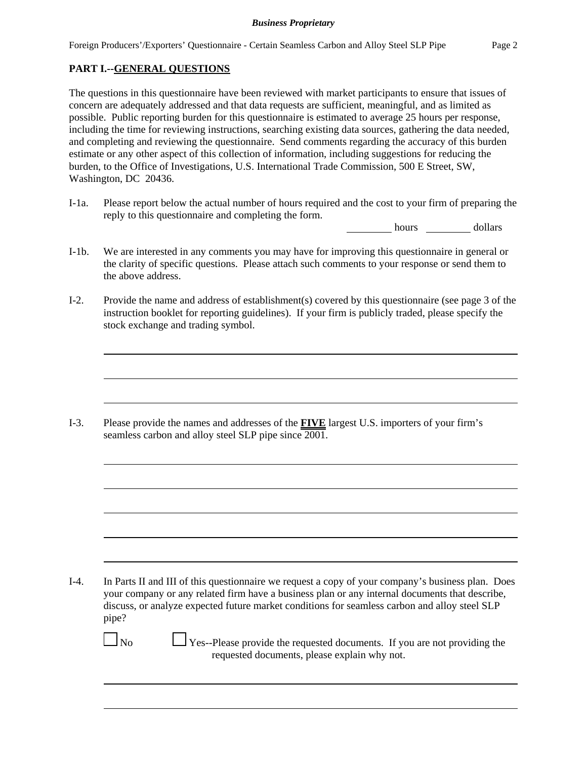## PART I.--GENERAL QUESTIONS

The questions in this questionnaire have been reviewed with market participants to ensure that issues of concern are adequately addressed and that data requests are sufficient, meaningful, and as limited as possible. Public reporting burden for this questionnaire is estimated to average 25 hours per response, including the time for reviewing instructions, searching existing data sources, gathering the data needed, and completing and reviewing the questionnaire. Send comments regarding the accuracy of this burden estimate or any other aspect of this collection of information, including suggestions for reducing the burden, to the Office of Investigations, U.S. International Trade Commission, 500 E Street, SW, Washington, DC 20436.

I-1a. Please report below the actual number of hours required and the cost to your firm of preparing the reply to this questionnaire and completing the form.

________ hours ________ dollars

I-1b. We are interested in any comments you may have for improving this questionnaire in general or the clarity of specific questions. Please attach such comments to your response or send them to the above address.

I-2. Provide the name and address of establishment(s) covered by this questionnaire (see page 3 of the instruction booklet for reporting guidelines). If your firm is publicly traded, please specify the stock exchange and trading symbol.

______________________________________________________________________

______________________________________________________________________

______________________________________________________________________

I-3. Please provide the names and addresses of the **FIVE** largest U.S. importers of your firm's seamless carbon and alloy steel SLP pipe since 2001.

______________________________________________________________________

______________________________________________________________________

______________________________________________________________________

______________________________________________________________________

______________________________________________________________________

I-4. In Parts II and III of this questionnaire we request a copy of your company's business plan. Does your company or any related firm have a business plan or any internal documents that describe, discuss, or analyze expected future market conditions for seamless carbon and alloy steel SLP pipe?

☐ No ☐ Yes--Please provide the requested documents. If you are not providing the requested documents, please explain why not.

______________________________________________________________________

______________________________________________________________________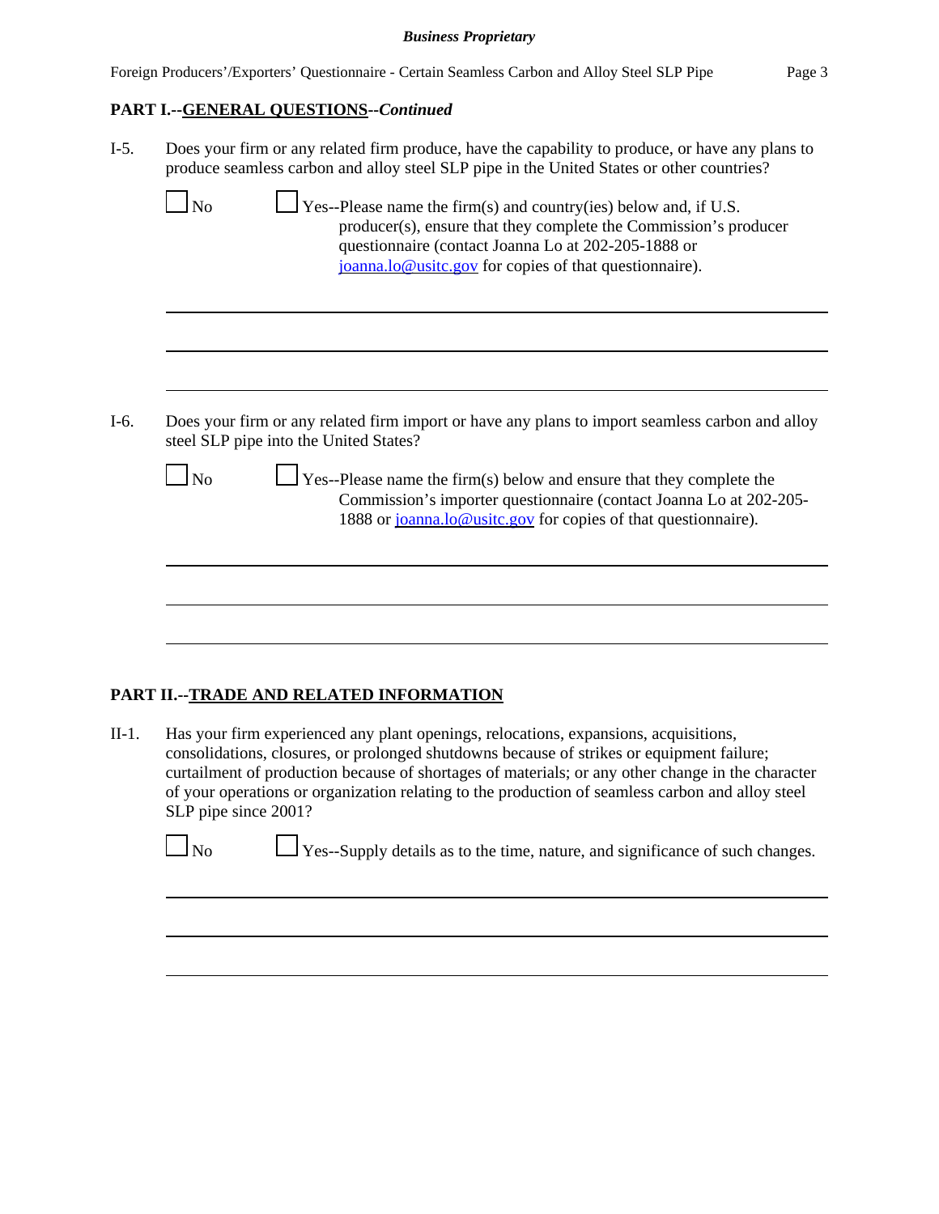**PART I.--GENERAL QUESTIONS--*Continued***

I-5. Does your firm or any related firm produce, have the capability to produce, or have any plans to produce seamless carbon and alloy steel SLP pipe in the United States or other countries?

☐ No ☐ Yes--Please name the firm(s) and country(ies) below and, if U.S. producer(s), ensure that they complete the Commission's producer questionnaire (contact Joanna Lo at 202-205-1888 or joanna.lo@usitc.gov for copies of that questionnaire).

______________________________________________________________________

______________________________________________________________________

______________________________________________________________________

I-6. Does your firm or any related firm import or have any plans to import seamless carbon and alloy steel SLP pipe into the United States?

☐ No ☐ Yes--Please name the firm(s) below and ensure that they complete the Commission's importer questionnaire (contact Joanna Lo at 202-205-1888 or joanna.lo@usitc.gov for copies of that questionnaire).

______________________________________________________________________

______________________________________________________________________

______________________________________________________________________

**PART II.--TRADE AND RELATED INFORMATION**

II-1. Has your firm experienced any plant openings, relocations, expansions, acquisitions, consolidations, closures, or prolonged shutdowns because of strikes or equipment failure; curtailment of production because of shortages of materials; or any other change in the character of your operations or organization relating to the production of seamless carbon and alloy steel SLP pipe since 2001?

☐ No ☐ Yes--Supply details as to the time, nature, and significance of such changes.

______________________________________________________________________

______________________________________________________________________

______________________________________________________________________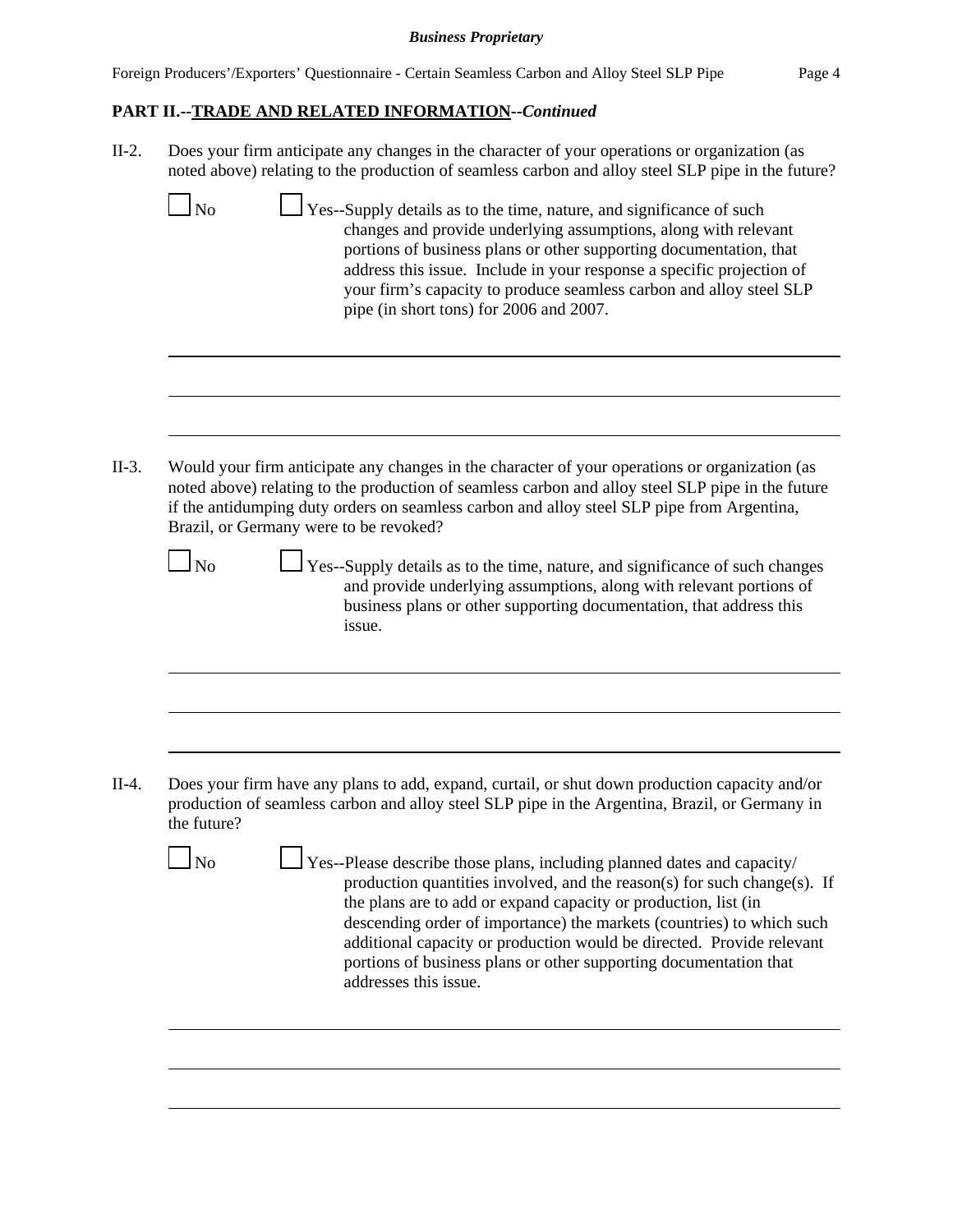## PART II.--TRADE AND RELATED INFORMATION--*Continued*

II-2. Does your firm anticipate any changes in the character of your operations or organization (as noted above) relating to the production of seamless carbon and alloy steel SLP pipe in the future?

☐ No ☐ Yes--Supply details as to the time, nature, and significance of such changes and provide underlying assumptions, along with relevant portions of business plans or other supporting documentation, that address this issue. Include in your response a specific projection of your firm's capacity to produce seamless carbon and alloy steel SLP pipe (in short tons) for 2006 and 2007.

II-3. Would your firm anticipate any changes in the character of your operations or organization (as noted above) relating to the production of seamless carbon and alloy steel SLP pipe in the future if the antidumping duty orders on seamless carbon and alloy steel SLP pipe from Argentina, Brazil, or Germany were to be revoked?

☐ No ☐ Yes--Supply details as to the time, nature, and significance of such changes and provide underlying assumptions, along with relevant portions of business plans or other supporting documentation, that address this issue.

II-4. Does your firm have any plans to add, expand, curtail, or shut down production capacity and/or production of seamless carbon and alloy steel SLP pipe in the Argentina, Brazil, or Germany in the future?

☐ No ☐ Yes--Please describe those plans, including planned dates and capacity/ production quantities involved, and the reason(s) for such change(s). If the plans are to add or expand capacity or production, list (in descending order of importance) the markets (countries) to which such additional capacity or production would be directed. Provide relevant portions of business plans or other supporting documentation that addresses this issue.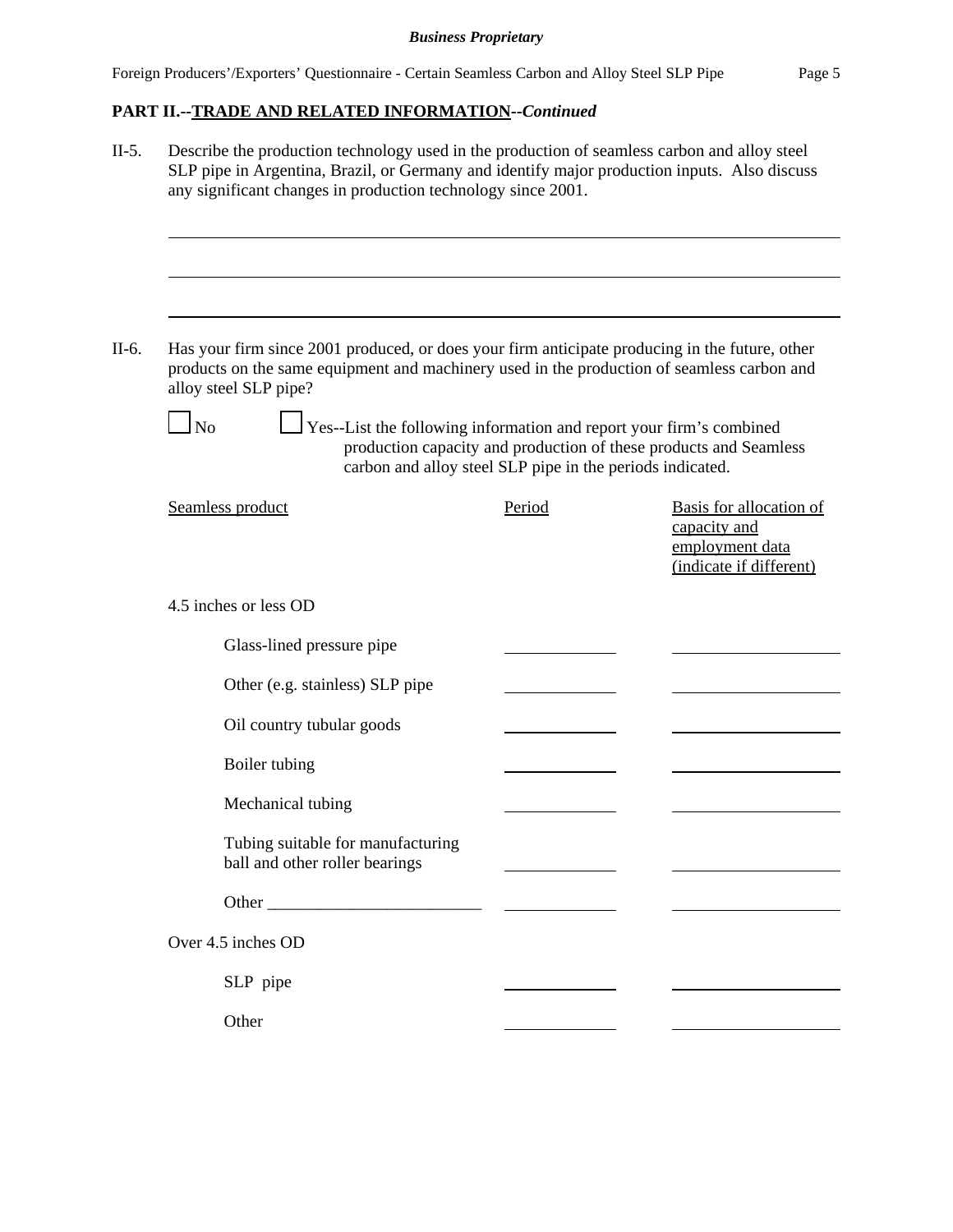**PART II.--TRADE AND RELATED INFORMATION--*Continued***

II-5. Describe the production technology used in the production of seamless carbon and alloy steel SLP pipe in Argentina, Brazil, or Germany and identify major production inputs. Also discuss any significant changes in production technology since 2001.

______________________________________________________________________________

______________________________________________________________________________

______________________________________________________________________________

II-6. Has your firm since 2001 produced, or does your firm anticipate producing in the future, other products on the same equipment and machinery used in the production of seamless carbon and alloy steel SLP pipe?

☐ No ☐ Yes--List the following information and report your firm's combined production capacity and production of these products and Seamless carbon and alloy steel SLP pipe in the periods indicated.

| Seamless product | Period | Basis for allocation of capacity and employment data (indicate if different) |
|---|---|---|
| 4.5 inches or less OD | | |
| Glass-lined pressure pipe | ________ | ________ |
| Other (e.g. stainless) SLP pipe | ________ | ________ |
| Oil country tubular goods | ________ | ________ |
| Boiler tubing | ________ | ________ |
| Mechanical tubing | ________ | ________ |
| Tubing suitable for manufacturing ball and other roller bearings | ________ | ________ |
| Other ________________________ | ________ | ________ |
| Over 4.5 inches OD | | |
| SLP pipe | ________ | ________ |
| Other | ________ | ________ |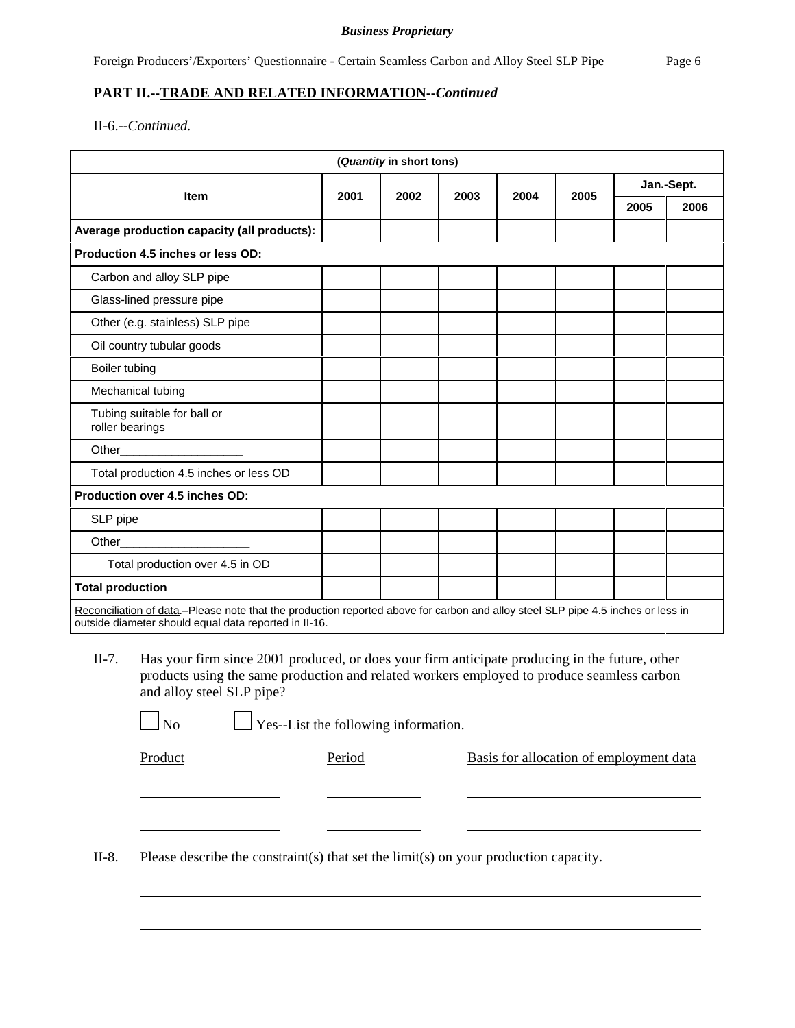## PART II.--TRADE AND RELATED INFORMATION--*Continued*

II-6.--*Continued.*

| (*Quantity* in short tons) | | | | | | | |
|---|---|---|---|---|---|---|---|
| Item | 2001 | 2002 | 2003 | 2004 | 2005 | Jan.-Sept. | |
| | | | | | | 2005 | 2006 |
| **Average production capacity (all products):** | | | | | | | |
| **Production 4.5 inches or less OD:** | | | | | | | |
| Carbon and alloy SLP pipe | | | | | | | |
| Glass-lined pressure pipe | | | | | | | |
| Other (e.g. stainless) SLP pipe | | | | | | | |
| Oil country tubular goods | | | | | | | |
| Boiler tubing | | | | | | | |
| Mechanical tubing | | | | | | | |
| Tubing suitable for ball or roller bearings | | | | | | | |
| Other___________________ | | | | | | | |
| Total production 4.5 inches or less OD | | | | | | | |
| **Production over 4.5 inches OD:** | | | | | | | |
| SLP pipe | | | | | | | |
| Other____________________ | | | | | | | |
| Total production over 4.5 in OD | | | | | | | |
| **Total production** | | | | | | | |
| Reconciliation of data.–Please note that the production reported above for carbon and alloy steel SLP pipe 4.5 inches or less in outside diameter should equal data reported in II-16. | | | | | | | |

II-7. Has your firm since 2001 produced, or does your firm anticipate producing in the future, other products using the same production and related workers employed to produce seamless carbon and alloy steel SLP pipe?

☐ No ☐ Yes--List the following information.

| Product | Period | Basis for allocation of employment data |
|---|---|---|
| | | |
| | | |

II-8. Please describe the constraint(s) that set the limit(s) on your production capacity.

______________________________________________________________________

______________________________________________________________________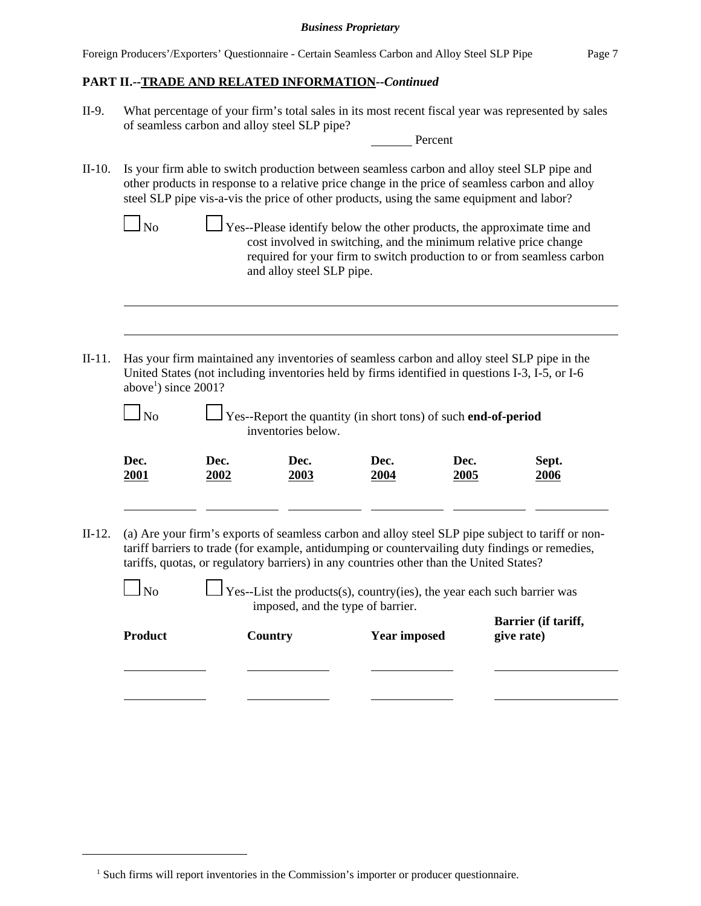## PART II.--TRADE AND RELATED INFORMATION--*Continued*

II-9. What percentage of your firm's total sales in its most recent fiscal year was represented by sales of seamless carbon and alloy steel SLP pipe?

\_\_\_\_\_\_ Percent

II-10. Is your firm able to switch production between seamless carbon and alloy steel SLP pipe and other products in response to a relative price change in the price of seamless carbon and alloy steel SLP pipe vis-a-vis the price of other products, using the same equipment and labor?

☐ No ☐ Yes--Please identify below the other products, the approximate time and cost involved in switching, and the minimum relative price change required for your firm to switch production to or from seamless carbon and alloy steel SLP pipe.

\_\_\_\_\_\_\_\_\_\_\_\_\_\_\_\_\_\_\_\_\_\_\_\_\_\_\_\_\_\_\_\_\_\_\_\_\_\_\_\_\_\_\_\_\_\_\_\_\_\_\_\_\_\_\_\_\_\_\_\_\_\_\_\_

\_\_\_\_\_\_\_\_\_\_\_\_\_\_\_\_\_\_\_\_\_\_\_\_\_\_\_\_\_\_\_\_\_\_\_\_\_\_\_\_\_\_\_\_\_\_\_\_\_\_\_\_\_\_\_\_\_\_\_\_\_\_\_\_

II-11. Has your firm maintained any inventories of seamless carbon and alloy steel SLP pipe in the United States (not including inventories held by firms identified in questions I-3, I-5, or I-6 above[1]) since 2001?

☐ No ☐ Yes--Report the quantity (in short tons) of such **end-of-period** inventories below.

| Dec. 2001 | Dec. 2002 | Dec. 2003 | Dec. 2004 | Dec. 2005 | Sept. 2006 |
|---|---|---|---|---|---|
| | | | | | |

II-12. (a) Are your firm's exports of seamless carbon and alloy steel SLP pipe subject to tariff or non-tariff barriers to trade (for example, antidumping or countervailing duty findings or remedies, tariffs, quotas, or regulatory barriers) in any countries other than the United States?

☐ No ☐ Yes--List the products(s), country(ies), the year each such barrier was imposed, and the type of barrier.

| Product | Country | Year imposed | Barrier (if tariff, give rate) |
|---|---|---|---|
| | | | |
| | | | |

[1] Such firms will report inventories in the Commission's importer or producer questionnaire.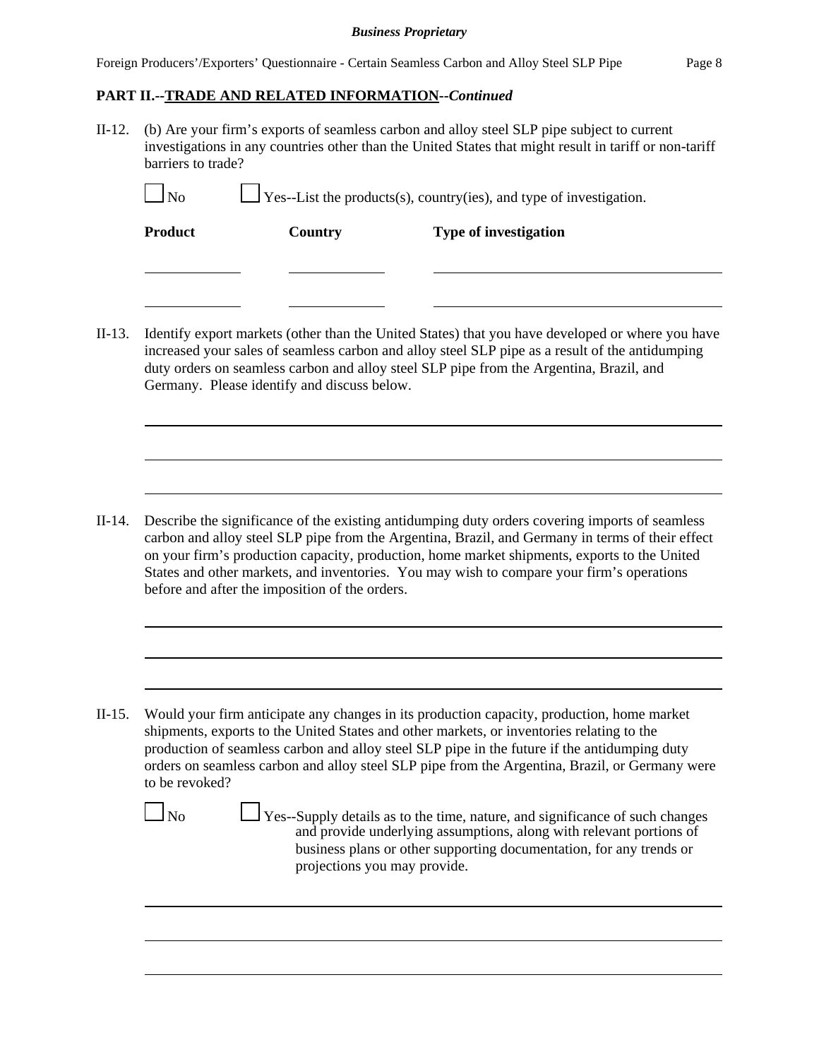## PART II.--TRADE AND RELATED INFORMATION--*Continued*

II-12. (b) Are your firm's exports of seamless carbon and alloy steel SLP pipe subject to current investigations in any countries other than the United States that might result in tariff or non-tariff barriers to trade?

☐ No ☐ Yes--List the products(s), country(ies), and type of investigation.

| Product | Country | Type of investigation |
|---|---|---|
| | | |
| | | |

II-13. Identify export markets (other than the United States) that you have developed or where you have increased your sales of seamless carbon and alloy steel SLP pipe as a result of the antidumping duty orders on seamless carbon and alloy steel SLP pipe from the Argentina, Brazil, and Germany. Please identify and discuss below.

II-14. Describe the significance of the existing antidumping duty orders covering imports of seamless carbon and alloy steel SLP pipe from the Argentina, Brazil, and Germany in terms of their effect on your firm's production capacity, production, home market shipments, exports to the United States and other markets, and inventories. You may wish to compare your firm's operations before and after the imposition of the orders.

II-15. Would your firm anticipate any changes in its production capacity, production, home market shipments, exports to the United States and other markets, or inventories relating to the production of seamless carbon and alloy steel SLP pipe in the future if the antidumping duty orders on seamless carbon and alloy steel SLP pipe from the Argentina, Brazil, or Germany were to be revoked?

☐ No ☐ Yes--Supply details as to the time, nature, and significance of such changes and provide underlying assumptions, along with relevant portions of business plans or other supporting documentation, for any trends or projections you may provide.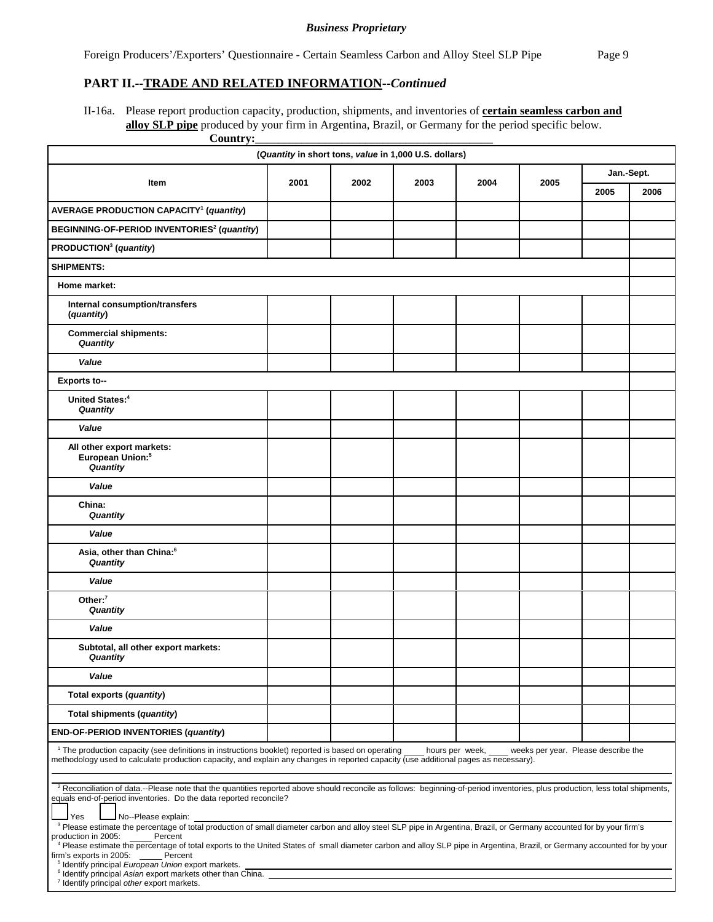## PART II.--TRADE AND RELATED INFORMATION--*Continued*

II-16a. Please report production capacity, production, shipments, and inventories of **certain seamless carbon and alloy SLP pipe** produced by your firm in Argentina, Brazil, or Germany for the period specific below.

**Country:**\_\_\_\_\_\_\_\_\_\_\_\_\_\_\_\_\_\_\_\_\_\_\_\_\_\_\_\_\_\_\_\_\_\_\_\_\_\_\_\_

(*Quantity* in short tons, *value* in 1,000 U.S. dollars)

| Item | 2001 | 2002 | 2003 | 2004 | 2005 | Jan.-Sept. | |
|---|---|---|---|---|---|---|---|
| | | | | | | 2005 | 2006 |
| **AVERAGE PRODUCTION CAPACITY[1] (*quantity*)** | | | | | | | |
| **BEGINNING-OF-PERIOD INVENTORIES[2] (*quantity*)** | | | | | | | |
| **PRODUCTION[3] (*quantity*)** | | | | | | | |
| **SHIPMENTS:** | | | | | | | |
| **Home market:** | | | | | | | |
| **Internal consumption/transfers (*quantity*)** | | | | | | | |
| **Commercial shipments:** ***Quantity*** | | | | | | | |
| ***Value*** | | | | | | | |
| **Exports to--** | | | | | | | |
| **United States:[4]** ***Quantity*** | | | | | | | |
| ***Value*** | | | | | | | |
| **All other export markets:** **European Union:[5]** ***Quantity*** | | | | | | | |
| ***Value*** | | | | | | | |
| **China:** ***Quantity*** | | | | | | | |
| ***Value*** | | | | | | | |
| **Asia, other than China:[6]** ***Quantity*** | | | | | | | |
| ***Value*** | | | | | | | |
| **Other:[7]** ***Quantity*** | | | | | | | |
| ***Value*** | | | | | | | |
| **Subtotal, all other export markets:** ***Quantity*** | | | | | | | |
| ***Value*** | | | | | | | |
| **Total exports (*quantity*)** | | | | | | | |
| **Total shipments (*quantity*)** | | | | | | | |
| **END-OF-PERIOD INVENTORIES (*quantity*)** | | | | | | | |

[1] The production capacity (see definitions in instructions booklet) reported is based on operating \_\_\_\_ hours per week, \_\_\_\_ weeks per year. Please describe the methodology used to calculate production capacity, and explain any changes in reported capacity (use additional pages as necessary).

[2] Reconciliation of data.--Please note that the quantities reported above should reconcile as follows: beginning-of-period inventories, plus production, less total shipments, equals end-of-period inventories. Do the data reported reconcile?

☐ Yes ☐ No--Please explain: \_\_\_\_\_\_\_\_\_\_\_\_\_\_\_\_\_\_\_\_

[3] Please estimate the percentage of total production of small diameter carbon and alloy steel SLP pipe in Argentina, Brazil, or Germany accounted for by your firm's production in 2005: \_\_\_\_\_ Percent

[4] Please estimate the percentage of total exports to the United States of small diameter carbon and alloy SLP pipe in Argentina, Brazil, or Germany accounted for by your firm's exports in 2005: \_\_\_\_\_ Percent

[5] Identify principal *European Union* export markets. \_\_\_\_\_\_\_\_\_\_\_\_\_\_\_\_\_\_\_\_

[6] Identify principal *Asian* export markets other than China. \_\_\_\_\_\_\_\_\_\_\_\_\_\_\_\_\_\_\_\_

[7] Identify principal *other* export markets.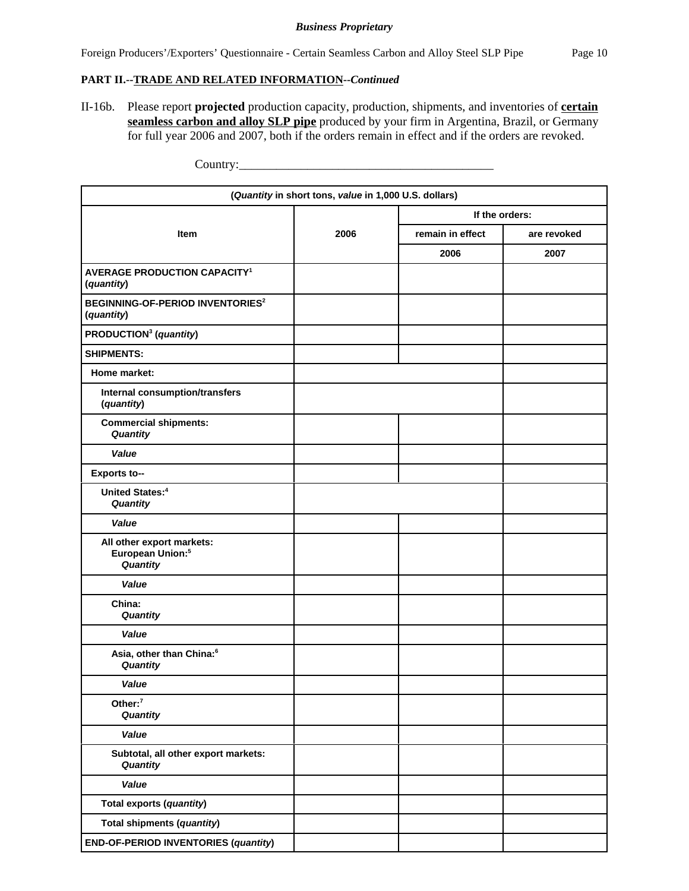**Business Proprietary**

Foreign Producers'/Exporters' Questionnaire - Certain Seamless Carbon and Alloy Steel SLP Pipe

**PART II.--TRADE AND RELATED INFORMATION--*Continued***

II-16b. Please report **projected** production capacity, production, shipments, and inventories of **certain seamless carbon and alloy SLP pipe** produced by your firm in Argentina, Brazil, or Germany for full year 2006 and 2007, both if the orders remain in effect and if the orders are revoked.

Country:_________________________________________

| (*Quantity* in short tons, *value* in 1,000 U.S. dollars) | | | |
|---|---|---|---|
| Item | 2006 | If the orders: | |
| | | remain in effect | are revoked |
| | | 2006 | 2007 |
| **AVERAGE PRODUCTION CAPACITY[1] (*quantity*)** | | | |
| **BEGINNING-OF-PERIOD INVENTORIES[2] (*quantity*)** | | | |
| **PRODUCTION[3] (*quantity*)** | | | |
| **SHIPMENTS:** | | | |
| **Home market:** | | | |
| **Internal consumption/transfers (*quantity*)** | | | |
| **Commercial shipments: *Quantity*** | | | |
| ***Value*** | | | |
| **Exports to--** | | | |
| **United States:[4] *Quantity*** | | | |
| ***Value*** | | | |
| **All other export markets: European Union:[5] *Quantity*** | | | |
| ***Value*** | | | |
| **China: *Quantity*** | | | |
| ***Value*** | | | |
| **Asia, other than China:[6] *Quantity*** | | | |
| ***Value*** | | | |
| **Other:[7] *Quantity*** | | | |
| ***Value*** | | | |
| **Subtotal, all other export markets: *Quantity*** | | | |
| ***Value*** | | | |
| **Total exports (*quantity*)** | | | |
| **Total shipments (*quantity*)** | | | |
| **END-OF-PERIOD INVENTORIES (*quantity*)** | | | |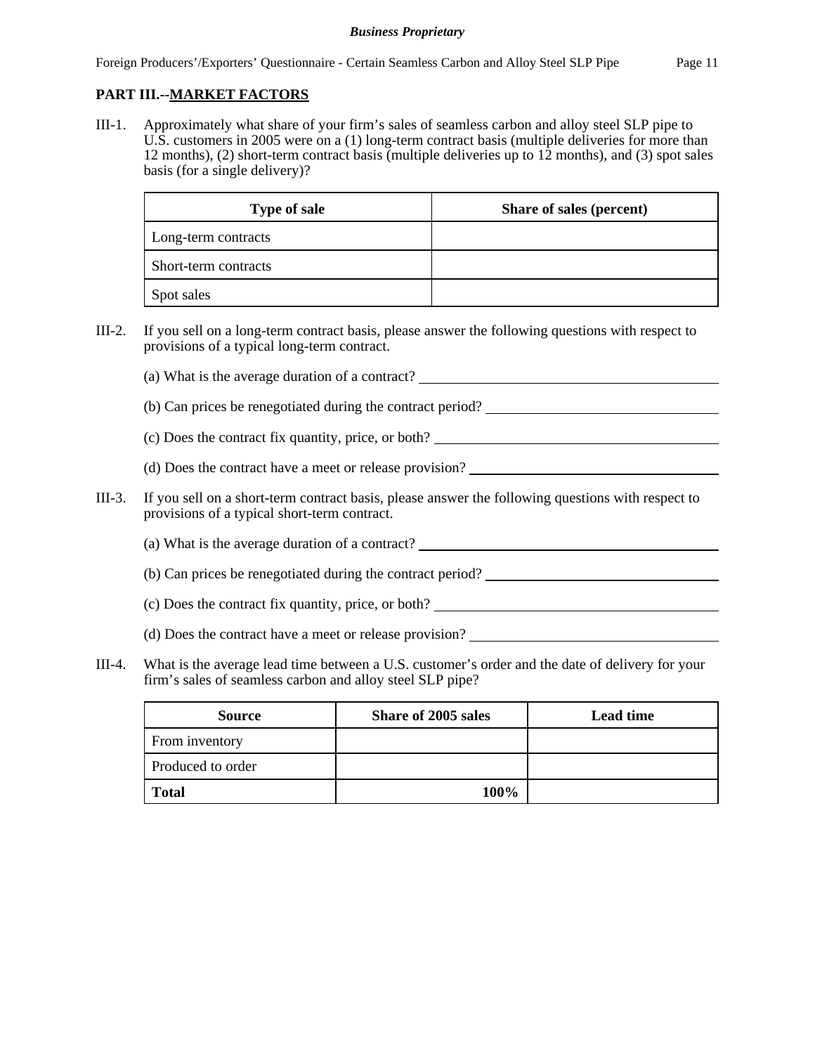## PART III.--MARKET FACTORS

III-1. Approximately what share of your firm's sales of seamless carbon and alloy steel SLP pipe to U.S. customers in 2005 were on a (1) long-term contract basis (multiple deliveries for more than 12 months), (2) short-term contract basis (multiple deliveries up to 12 months), and (3) spot sales basis (for a single delivery)?

| Type of sale | Share of sales (percent) |
|---|---|
| Long-term contracts | |
| Short-term contracts | |
| Spot sales | |

III-2. If you sell on a long-term contract basis, please answer the following questions with respect to provisions of a typical long-term contract.

(a) What is the average duration of a contract? ______________________

(b) Can prices be renegotiated during the contract period? ______________________

(c) Does the contract fix quantity, price, or both? ______________________

(d) Does the contract have a meet or release provision? ______________________

III-3. If you sell on a short-term contract basis, please answer the following questions with respect to provisions of a typical short-term contract.

(a) What is the average duration of a contract? ______________________

(b) Can prices be renegotiated during the contract period? ______________________

(c) Does the contract fix quantity, price, or both? ______________________

(d) Does the contract have a meet or release provision? ______________________

III-4. What is the average lead time between a U.S. customer's order and the date of delivery for your firm's sales of seamless carbon and alloy steel SLP pipe?

| Source | Share of 2005 sales | Lead time |
|---|---|---|
| From inventory | | |
| Produced to order | | |
| **Total** | **100%** | |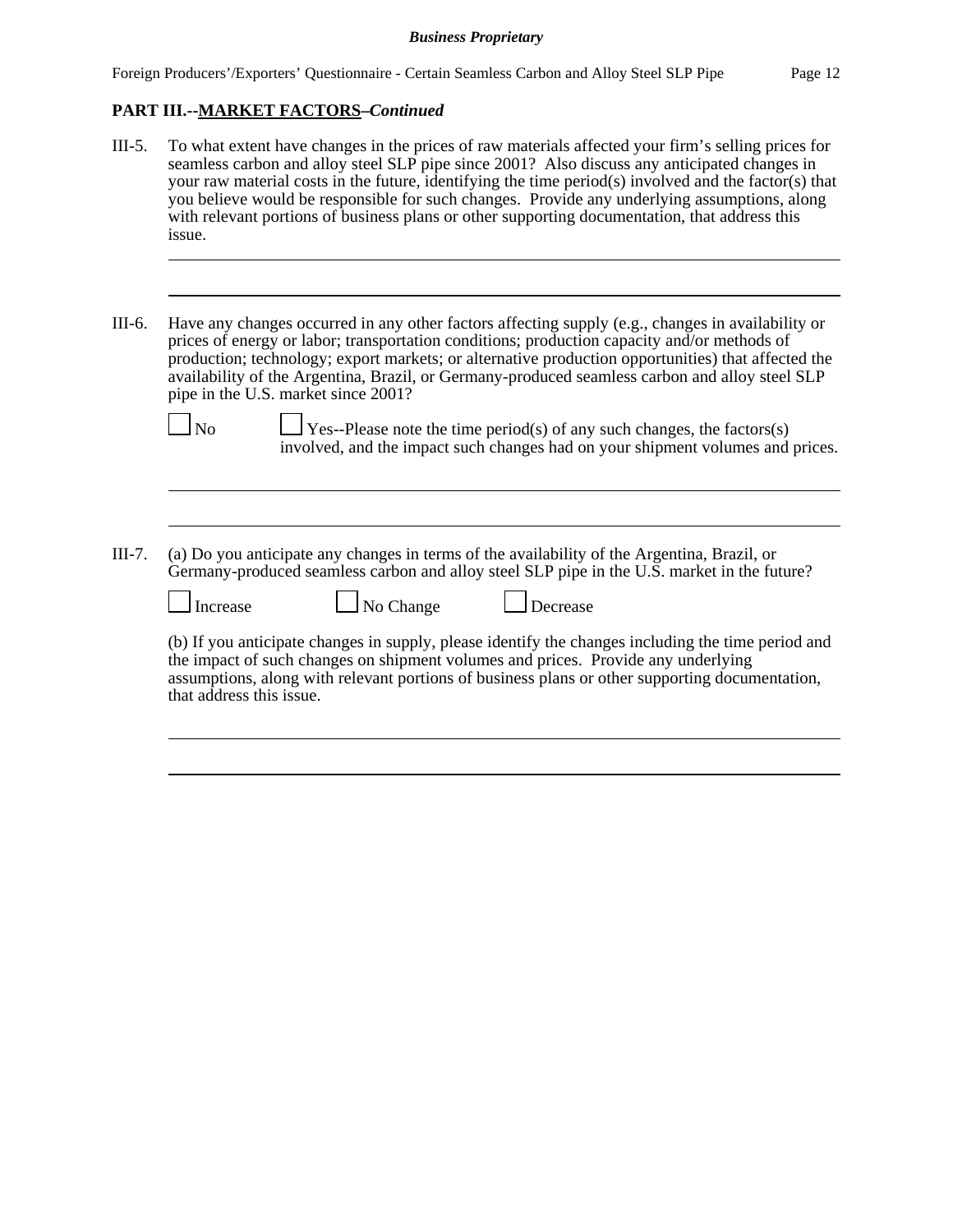**PART III.--MARKET FACTORS–*Continued***

III-5. To what extent have changes in the prices of raw materials affected your firm's selling prices for seamless carbon and alloy steel SLP pipe since 2001? Also discuss any anticipated changes in your raw material costs in the future, identifying the time period(s) involved and the factor(s) that you believe would be responsible for such changes. Provide any underlying assumptions, along with relevant portions of business plans or other supporting documentation, that address this issue.

III-6. Have any changes occurred in any other factors affecting supply (e.g., changes in availability or prices of energy or labor; transportation conditions; production capacity and/or methods of production; technology; export markets; or alternative production opportunities) that affected the availability of the Argentina, Brazil, or Germany-produced seamless carbon and alloy steel SLP pipe in the U.S. market since 2001?

☐ No ☐ Yes--Please note the time period(s) of any such changes, the factors(s) involved, and the impact such changes had on your shipment volumes and prices.

III-7. (a) Do you anticipate any changes in terms of the availability of the Argentina, Brazil, or Germany-produced seamless carbon and alloy steel SLP pipe in the U.S. market in the future?

☐ Increase ☐ No Change ☐ Decrease

(b) If you anticipate changes in supply, please identify the changes including the time period and the impact of such changes on shipment volumes and prices. Provide any underlying assumptions, along with relevant portions of business plans or other supporting documentation, that address this issue.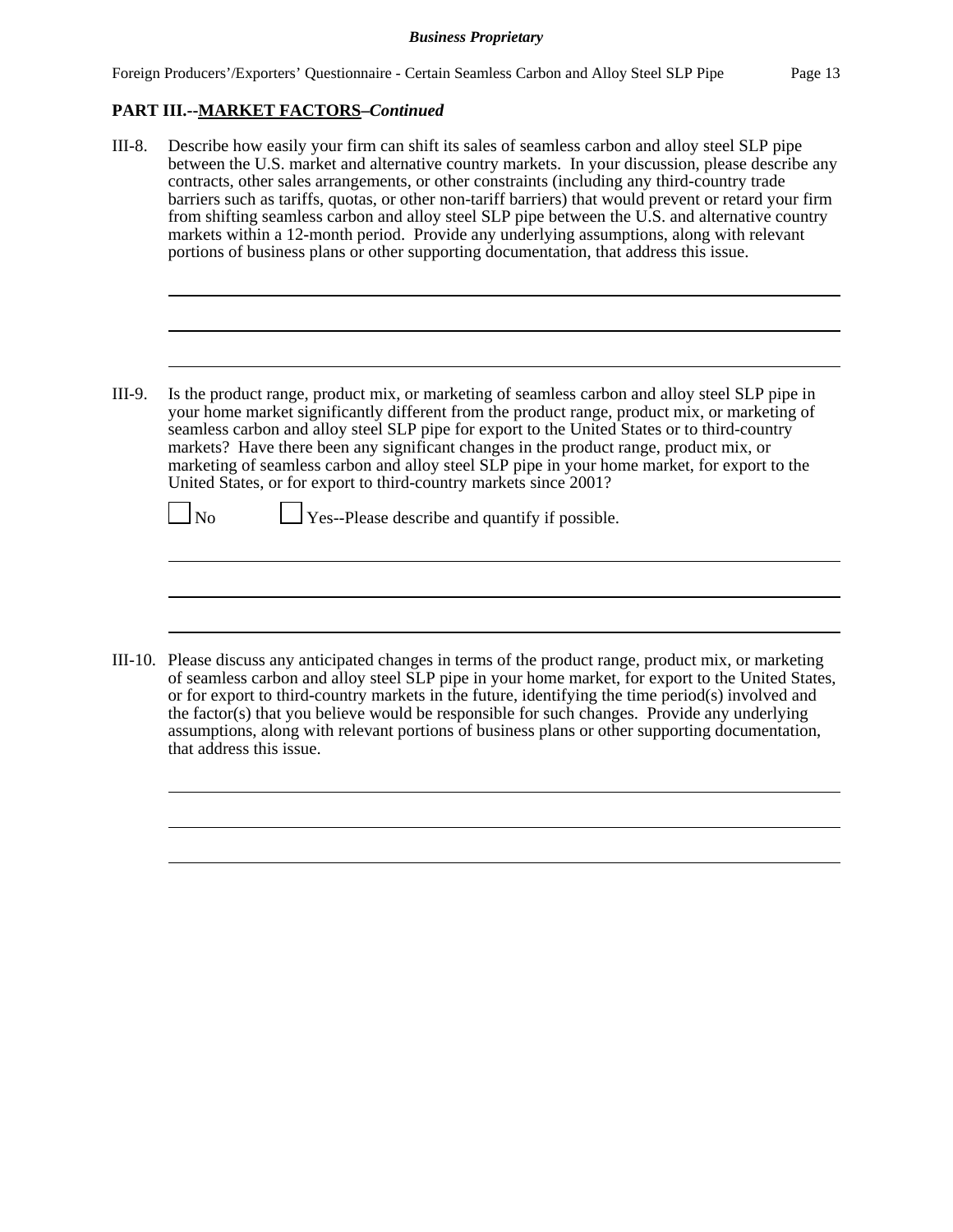## PART III.--MARKET FACTORS–*Continued*

III-8. Describe how easily your firm can shift its sales of seamless carbon and alloy steel SLP pipe between the U.S. market and alternative country markets. In your discussion, please describe any contracts, other sales arrangements, or other constraints (including any third-country trade barriers such as tariffs, quotas, or other non-tariff barriers) that would prevent or retard your firm from shifting seamless carbon and alloy steel SLP pipe between the U.S. and alternative country markets within a 12-month period. Provide any underlying assumptions, along with relevant portions of business plans or other supporting documentation, that address this issue.

\_\_\_\_\_\_\_\_\_\_\_\_\_\_\_\_\_\_\_\_\_\_\_\_\_\_\_\_\_\_\_\_\_\_\_\_\_\_\_\_\_\_\_\_\_\_\_\_\_\_\_\_\_\_\_\_\_\_\_\_\_\_\_\_\_\_\_\_\_\_\_\_

\_\_\_\_\_\_\_\_\_\_\_\_\_\_\_\_\_\_\_\_\_\_\_\_\_\_\_\_\_\_\_\_\_\_\_\_\_\_\_\_\_\_\_\_\_\_\_\_\_\_\_\_\_\_\_\_\_\_\_\_\_\_\_\_\_\_\_\_\_\_\_\_

\_\_\_\_\_\_\_\_\_\_\_\_\_\_\_\_\_\_\_\_\_\_\_\_\_\_\_\_\_\_\_\_\_\_\_\_\_\_\_\_\_\_\_\_\_\_\_\_\_\_\_\_\_\_\_\_\_\_\_\_\_\_\_\_\_\_\_\_\_\_\_\_

III-9. Is the product range, product mix, or marketing of seamless carbon and alloy steel SLP pipe in your home market significantly different from the product range, product mix, or marketing of seamless carbon and alloy steel SLP pipe for export to the United States or to third-country markets? Have there been any significant changes in the product range, product mix, or marketing of seamless carbon and alloy steel SLP pipe in your home market, for export to the United States, or for export to third-country markets since 2001?

☐ No ☐ Yes--Please describe and quantify if possible.

\_\_\_\_\_\_\_\_\_\_\_\_\_\_\_\_\_\_\_\_\_\_\_\_\_\_\_\_\_\_\_\_\_\_\_\_\_\_\_\_\_\_\_\_\_\_\_\_\_\_\_\_\_\_\_\_\_\_\_\_\_\_\_\_\_\_\_\_\_\_\_\_

\_\_\_\_\_\_\_\_\_\_\_\_\_\_\_\_\_\_\_\_\_\_\_\_\_\_\_\_\_\_\_\_\_\_\_\_\_\_\_\_\_\_\_\_\_\_\_\_\_\_\_\_\_\_\_\_\_\_\_\_\_\_\_\_\_\_\_\_\_\_\_\_

\_\_\_\_\_\_\_\_\_\_\_\_\_\_\_\_\_\_\_\_\_\_\_\_\_\_\_\_\_\_\_\_\_\_\_\_\_\_\_\_\_\_\_\_\_\_\_\_\_\_\_\_\_\_\_\_\_\_\_\_\_\_\_\_\_\_\_\_\_\_\_\_

III-10. Please discuss any anticipated changes in terms of the product range, product mix, or marketing of seamless carbon and alloy steel SLP pipe in your home market, for export to the United States, or for export to third-country markets in the future, identifying the time period(s) involved and the factor(s) that you believe would be responsible for such changes. Provide any underlying assumptions, along with relevant portions of business plans or other supporting documentation, that address this issue.

\_\_\_\_\_\_\_\_\_\_\_\_\_\_\_\_\_\_\_\_\_\_\_\_\_\_\_\_\_\_\_\_\_\_\_\_\_\_\_\_\_\_\_\_\_\_\_\_\_\_\_\_\_\_\_\_\_\_\_\_\_\_\_\_\_\_\_\_\_\_\_\_

\_\_\_\_\_\_\_\_\_\_\_\_\_\_\_\_\_\_\_\_\_\_\_\_\_\_\_\_\_\_\_\_\_\_\_\_\_\_\_\_\_\_\_\_\_\_\_\_\_\_\_\_\_\_\_\_\_\_\_\_\_\_\_\_\_\_\_\_\_\_\_\_

\_\_\_\_\_\_\_\_\_\_\_\_\_\_\_\_\_\_\_\_\_\_\_\_\_\_\_\_\_\_\_\_\_\_\_\_\_\_\_\_\_\_\_\_\_\_\_\_\_\_\_\_\_\_\_\_\_\_\_\_\_\_\_\_\_\_\_\_\_\_\_\_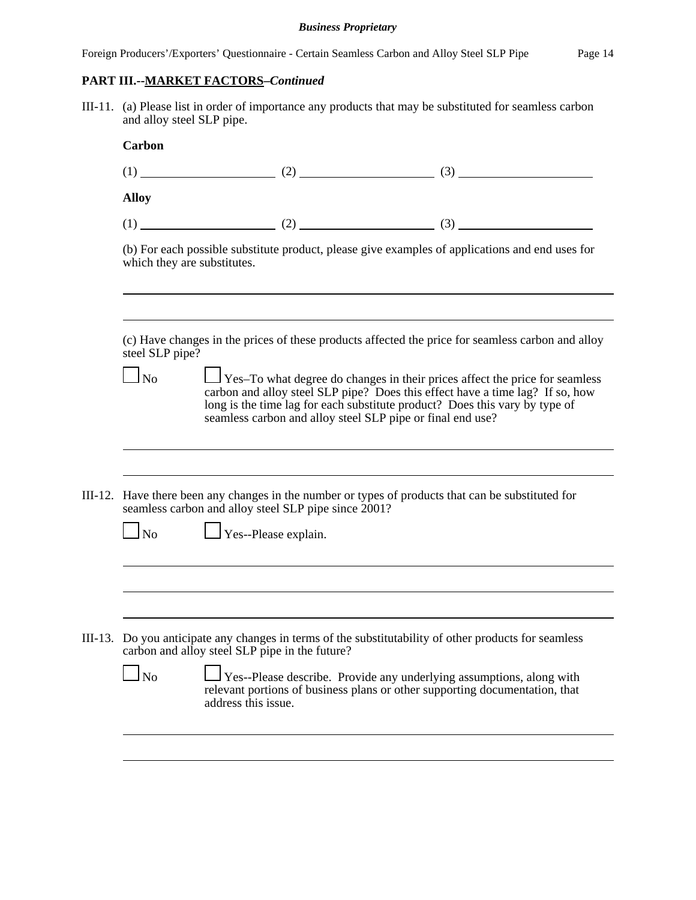## PART III.--MARKET FACTORS–*Continued*

III-11. (a) Please list in order of importance any products that may be substituted for seamless carbon and alloy steel SLP pipe.

**Carbon**

(1) ____________________ (2) ____________________ (3) ____________________

**Alloy**

(1) ____________________ (2) ____________________ (3) ____________________

(b) For each possible substitute product, please give examples of applications and end uses for which they are substitutes.

________________________________________________________________________________

________________________________________________________________________________

(c) Have changes in the prices of these products affected the price for seamless carbon and alloy steel SLP pipe?

☐ No ☐ Yes–To what degree do changes in their prices affect the price for seamless carbon and alloy steel SLP pipe? Does this effect have a time lag? If so, how long is the time lag for each substitute product? Does this vary by type of seamless carbon and alloy steel SLP pipe or final end use?

________________________________________________________________________________

________________________________________________________________________________

III-12. Have there been any changes in the number or types of products that can be substituted for seamless carbon and alloy steel SLP pipe since 2001?

☐ No ☐ Yes--Please explain.

________________________________________________________________________________

________________________________________________________________________________

________________________________________________________________________________

III-13. Do you anticipate any changes in terms of the substitutability of other products for seamless carbon and alloy steel SLP pipe in the future?

☐ No ☐ Yes--Please describe. Provide any underlying assumptions, along with relevant portions of business plans or other supporting documentation, that address this issue.

________________________________________________________________________________

________________________________________________________________________________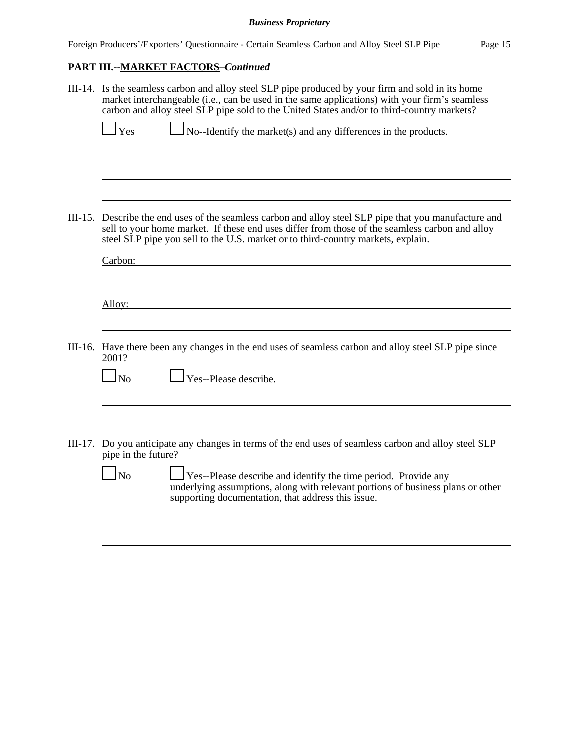## PART III.--MARKET FACTORS–*Continued*

III-14. Is the seamless carbon and alloy steel SLP pipe produced by your firm and sold in its home market interchangeable (i.e., can be used in the same applications) with your firm's seamless carbon and alloy steel SLP pipe sold to the United States and/or to third-country markets?

☐ Yes ☐ No--Identify the market(s) and any differences in the products.

\_\_\_\_\_\_\_\_\_\_\_\_\_\_\_\_\_\_\_\_\_\_\_\_\_\_\_\_\_\_\_\_\_\_\_\_\_\_\_\_\_\_\_\_\_\_\_\_\_\_\_\_\_\_\_\_\_\_\_\_

\_\_\_\_\_\_\_\_\_\_\_\_\_\_\_\_\_\_\_\_\_\_\_\_\_\_\_\_\_\_\_\_\_\_\_\_\_\_\_\_\_\_\_\_\_\_\_\_\_\_\_\_\_\_\_\_\_\_\_\_

\_\_\_\_\_\_\_\_\_\_\_\_\_\_\_\_\_\_\_\_\_\_\_\_\_\_\_\_\_\_\_\_\_\_\_\_\_\_\_\_\_\_\_\_\_\_\_\_\_\_\_\_\_\_\_\_\_\_\_\_

III-15. Describe the end uses of the seamless carbon and alloy steel SLP pipe that you manufacture and sell to your home market. If these end uses differ from those of the seamless carbon and alloy steel SLP pipe you sell to the U.S. market or to third-country markets, explain.

Carbon: \_\_\_\_\_\_\_\_\_\_\_\_\_\_\_\_\_\_\_\_\_\_\_\_\_\_\_\_\_\_\_\_\_\_\_\_\_\_\_\_\_\_\_\_\_\_\_\_\_\_\_\_\_\_\_

\_\_\_\_\_\_\_\_\_\_\_\_\_\_\_\_\_\_\_\_\_\_\_\_\_\_\_\_\_\_\_\_\_\_\_\_\_\_\_\_\_\_\_\_\_\_\_\_\_\_\_\_\_\_\_\_\_\_\_\_

Alloy: \_\_\_\_\_\_\_\_\_\_\_\_\_\_\_\_\_\_\_\_\_\_\_\_\_\_\_\_\_\_\_\_\_\_\_\_\_\_\_\_\_\_\_\_\_\_\_\_\_\_\_\_\_\_\_\_

\_\_\_\_\_\_\_\_\_\_\_\_\_\_\_\_\_\_\_\_\_\_\_\_\_\_\_\_\_\_\_\_\_\_\_\_\_\_\_\_\_\_\_\_\_\_\_\_\_\_\_\_\_\_\_\_\_\_\_\_

III-16. Have there been any changes in the end uses of seamless carbon and alloy steel SLP pipe since 2001?

☐ No ☐ Yes--Please describe.

\_\_\_\_\_\_\_\_\_\_\_\_\_\_\_\_\_\_\_\_\_\_\_\_\_\_\_\_\_\_\_\_\_\_\_\_\_\_\_\_\_\_\_\_\_\_\_\_\_\_\_\_\_\_\_\_\_\_\_\_

\_\_\_\_\_\_\_\_\_\_\_\_\_\_\_\_\_\_\_\_\_\_\_\_\_\_\_\_\_\_\_\_\_\_\_\_\_\_\_\_\_\_\_\_\_\_\_\_\_\_\_\_\_\_\_\_\_\_\_\_

III-17. Do you anticipate any changes in terms of the end uses of seamless carbon and alloy steel SLP pipe in the future?

☐ No ☐ Yes--Please describe and identify the time period. Provide any underlying assumptions, along with relevant portions of business plans or other supporting documentation, that address this issue.

\_\_\_\_\_\_\_\_\_\_\_\_\_\_\_\_\_\_\_\_\_\_\_\_\_\_\_\_\_\_\_\_\_\_\_\_\_\_\_\_\_\_\_\_\_\_\_\_\_\_\_\_\_\_\_\_\_\_\_\_

\_\_\_\_\_\_\_\_\_\_\_\_\_\_\_\_\_\_\_\_\_\_\_\_\_\_\_\_\_\_\_\_\_\_\_\_\_\_\_\_\_\_\_\_\_\_\_\_\_\_\_\_\_\_\_\_\_\_\_\_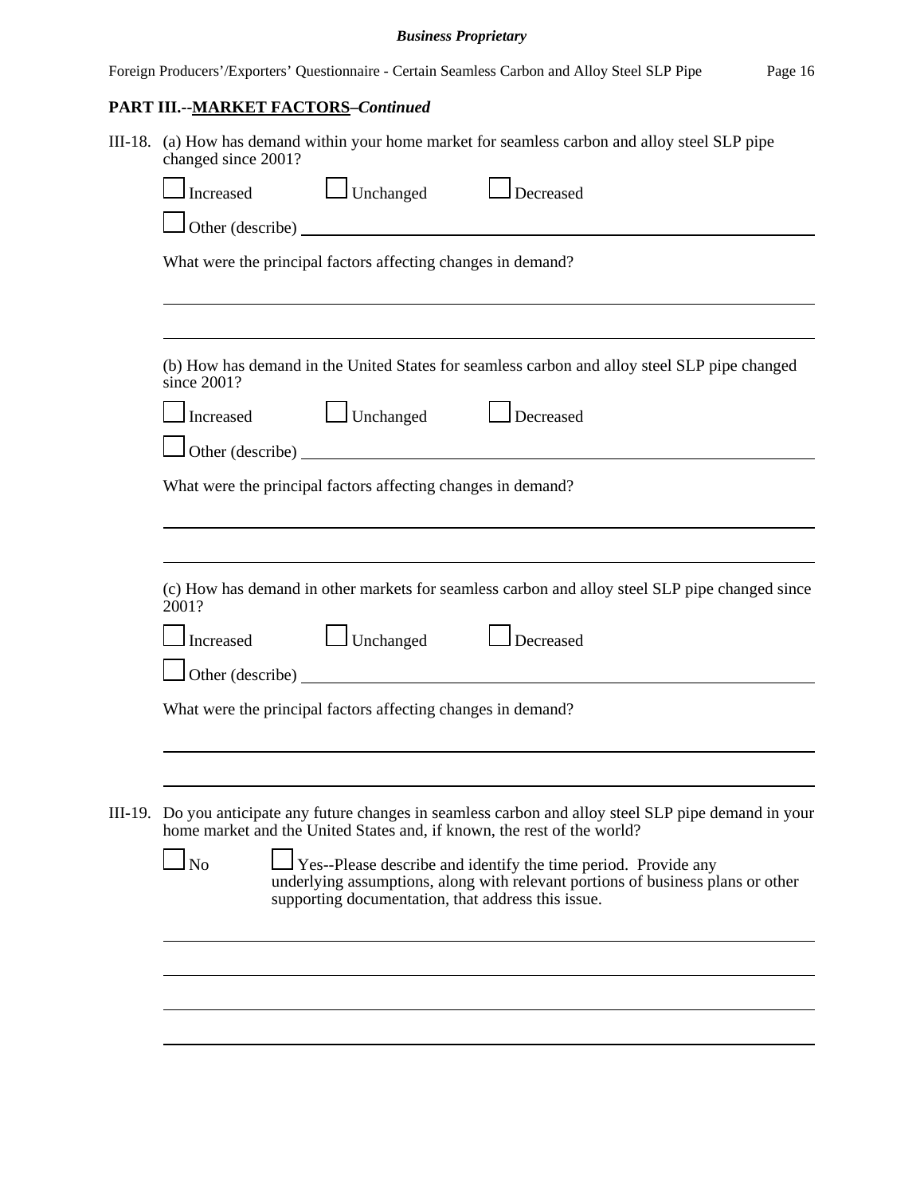## PART III.--MARKET FACTORS–*Continued*

III-18. (a) How has demand within your home market for seamless carbon and alloy steel SLP pipe changed since 2001?

☐ Increased ☐ Unchanged ☐ Decreased

☐ Other (describe) ______________________________________________

What were the principal factors affecting changes in demand?

______________________________________________

______________________________________________

(b) How has demand in the United States for seamless carbon and alloy steel SLP pipe changed since 2001?

☐ Increased ☐ Unchanged ☐ Decreased

☐ Other (describe) ______________________________________________

What were the principal factors affecting changes in demand?

______________________________________________

______________________________________________

(c) How has demand in other markets for seamless carbon and alloy steel SLP pipe changed since 2001?

☐ Increased ☐ Unchanged ☐ Decreased

☐ Other (describe) ______________________________________________

What were the principal factors affecting changes in demand?

______________________________________________

______________________________________________

III-19. Do you anticipate any future changes in seamless carbon and alloy steel SLP pipe demand in your home market and the United States and, if known, the rest of the world?

☐ No ☐ Yes--Please describe and identify the time period. Provide any underlying assumptions, along with relevant portions of business plans or other supporting documentation, that address this issue.

______________________________________________

______________________________________________

______________________________________________

______________________________________________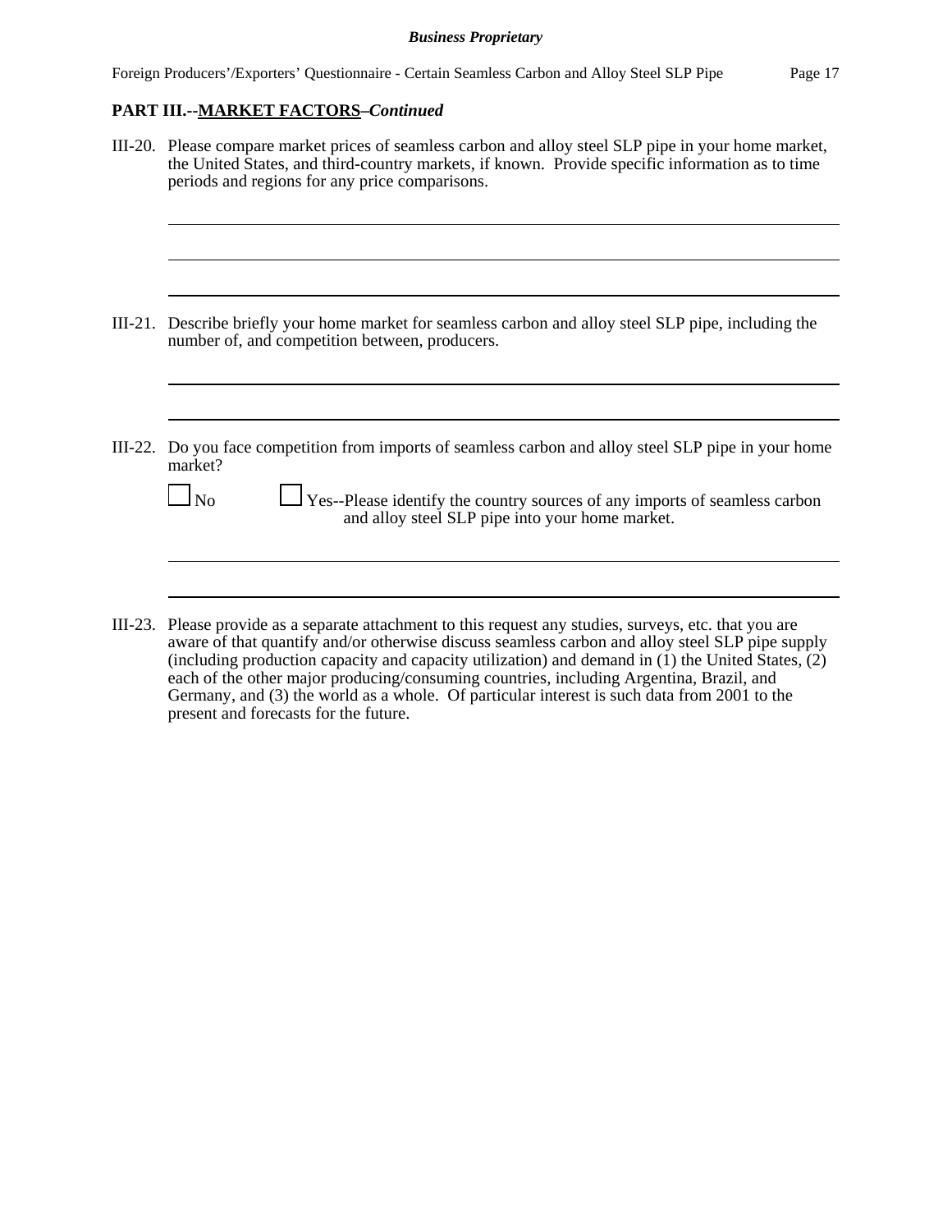## PART III.--MARKET FACTORS–*Continued*

III-20. Please compare market prices of seamless carbon and alloy steel SLP pipe in your home market, the United States, and third-country markets, if known. Provide specific information as to time periods and regions for any price comparisons.

III-21. Describe briefly your home market for seamless carbon and alloy steel SLP pipe, including the number of, and competition between, producers.

III-22. Do you face competition from imports of seamless carbon and alloy steel SLP pipe in your home market?

☐ No ☐ Yes--Please identify the country sources of any imports of seamless carbon and alloy steel SLP pipe into your home market.

III-23. Please provide as a separate attachment to this request any studies, surveys, etc. that you are aware of that quantify and/or otherwise discuss seamless carbon and alloy steel SLP pipe supply (including production capacity and capacity utilization) and demand in (1) the United States, (2) each of the other major producing/consuming countries, including Argentina, Brazil, and Germany, and (3) the world as a whole. Of particular interest is such data from 2001 to the present and forecasts for the future.